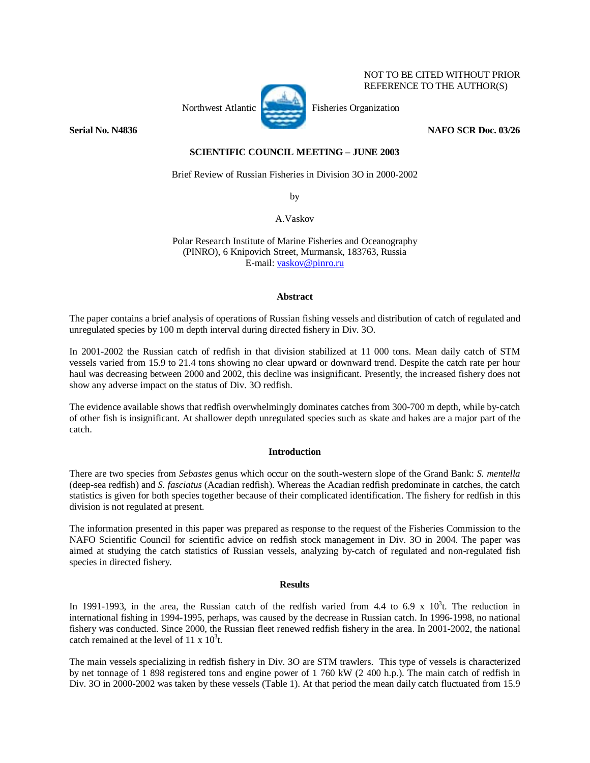NOT TO BE CITED WITHOUT PRIOR REFERENCE TO THE AUTHOR(S)

Northwest Atlantic Fisheries Organization

**Serial No. N4836** **NAFO SCR Doc. 03/26**

**SCIENTIFIC COUNCIL MEETING – JUNE 2003**

Brief Review of Russian Fisheries in Division 3O in 2000-2002

by

A.Vaskov

Polar Research Institute of Marine Fisheries and Oceanography (PINRO), 6 Knipovich Street, Murmansk, 183763, Russia
E-mail: vaskov@pinro.ru

## Abstract

The paper contains a brief analysis of operations of Russian fishing vessels and distribution of catch of regulated and unregulated species by 100 m depth interval during directed fishery in Div. 3O.

In 2001-2002 the Russian catch of redfish in that division stabilized at 11 000 tons. Mean daily catch of STM vessels varied from 15.9 to 21.4 tons showing no clear upward or downward trend. Despite the catch rate per hour haul was decreasing between 2000 and 2002, this decline was insignificant. Presently, the increased fishery does not show any adverse impact on the status of Div. 3O redfish.

The evidence available shows that redfish overwhelmingly dominates catches from 300-700 m depth, while by-catch of other fish is insignificant. At shallower depth unregulated species such as skate and hakes are a major part of the catch.

## Introduction

There are two species from *Sebastes* genus which occur on the south-western slope of the Grand Bank: *S. mentella* (deep-sea redfish) and *S. fasciatus* (Acadian redfish). Whereas the Acadian redfish predominate in catches, the catch statistics is given for both species together because of their complicated identification. The fishery for redfish in this division is not regulated at present.

The information presented in this paper was prepared as response to the request of the Fisheries Commission to the NAFO Scientific Council for scientific advice on redfish stock management in Div. 3O in 2004. The paper was aimed at studying the catch statistics of Russian vessels, analyzing by-catch of regulated and non-regulated fish species in directed fishery.

## Results

In 1991-1993, in the area, the Russian catch of the redfish varied from 4.4 to 6.9 x $10^3$t. The reduction in international fishing in 1994-1995, perhaps, was caused by the decrease in Russian catch. In 1996-1998, no national fishery was conducted. Since 2000, the Russian fleet renewed redfish fishery in the area. In 2001-2002, the national catch remained at the level of 11 x $10^3$t.

The main vessels specializing in redfish fishery in Div. 3O are STM trawlers. This type of vessels is characterized by net tonnage of 1 898 registered tons and engine power of 1 760 kW (2 400 h.p.). The main catch of redfish in Div. 3O in 2000-2002 was taken by these vessels (Table 1). At that period the mean daily catch fluctuated from 15.9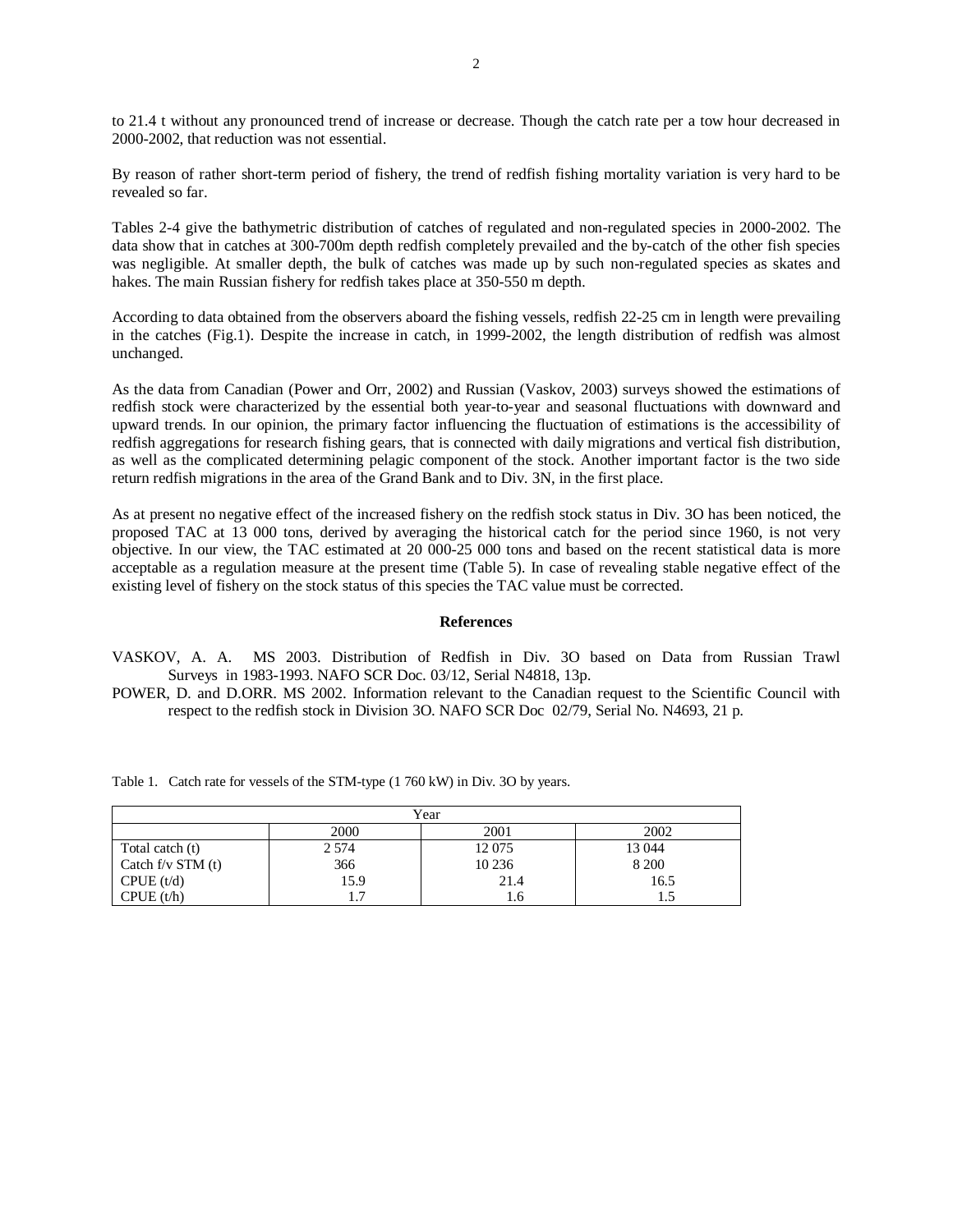to 21.4 t without any pronounced trend of increase or decrease. Though the catch rate per a tow hour decreased in 2000-2002, that reduction was not essential.

By reason of rather short-term period of fishery, the trend of redfish fishing mortality variation is very hard to be revealed so far.

Tables 2-4 give the bathymetric distribution of catches of regulated and non-regulated species in 2000-2002. The data show that in catches at 300-700m depth redfish completely prevailed and the by-catch of the other fish species was negligible. At smaller depth, the bulk of catches was made up by such non-regulated species as skates and hakes. The main Russian fishery for redfish takes place at 350-550 m depth.

According to data obtained from the observers aboard the fishing vessels, redfish 22-25 cm in length were prevailing in the catches (Fig.1). Despite the increase in catch, in 1999-2002, the length distribution of redfish was almost unchanged.

As the data from Canadian (Power and Orr, 2002) and Russian (Vaskov, 2003) surveys showed the estimations of redfish stock were characterized by the essential both year-to-year and seasonal fluctuations with downward and upward trends. In our opinion, the primary factor influencing the fluctuation of estimations is the accessibility of redfish aggregations for research fishing gears, that is connected with daily migrations and vertical fish distribution, as well as the complicated determining pelagic component of the stock. Another important factor is the two side return redfish migrations in the area of the Grand Bank and to Div. 3N, in the first place.

As at present no negative effect of the increased fishery on the redfish stock status in Div. 3O has been noticed, the proposed TAC at 13 000 tons, derived by averaging the historical catch for the period since 1960, is not very objective. In our view, the TAC estimated at 20 000-25 000 tons and based on the recent statistical data is more acceptable as a regulation measure at the present time (Table 5). In case of revealing stable negative effect of the existing level of fishery on the stock status of this species the TAC value must be corrected.

## References

VASKOV, A. A. MS 2003. Distribution of Redfish in Div. 3O based on Data from Russian Trawl Surveys in 1983-1993. NAFO SCR Doc. 03/12, Serial N4818, 13p.

POWER, D. and D.ORR. MS 2002. Information relevant to the Canadian request to the Scientific Council with respect to the redfish stock in Division 3O. NAFO SCR Doc 02/79, Serial No. N4693, 21 p.

Table 1. Catch rate for vessels of the STM-type (1 760 kW) in Div. 3O by years.

| | Year | | |
|---|---|---|---|
| | 2000 | 2001 | 2002 |
| Total catch (t) | 2 574 | 12 075 | 13 044 |
| Catch f/v STM (t) | 366 | 10 236 | 8 200 |
| CPUE (t/d) | 15.9 | 21.4 | 16.5 |
| CPUE (t/h) | 1.7 | 1.6 | 1.5 |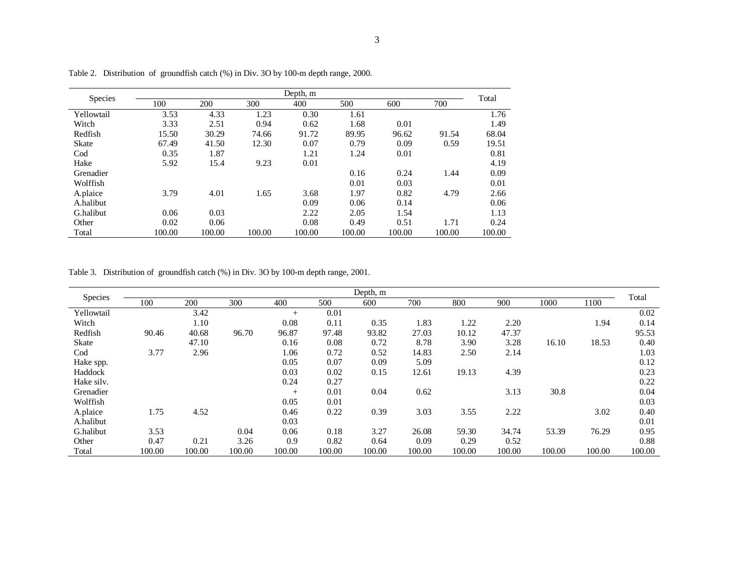Table 2. Distribution of groundfish catch (%) in Div. 3O by 100-m depth range, 2000.

| Species | Depth, m | | | | | | | Total |
|---|---|---|---|---|---|---|---|---|
| | 100 | 200 | 300 | 400 | 500 | 600 | 700 | |
| Yellowtail | 3.53 | 4.33 | 1.23 | 0.30 | 1.61 | | | 1.76 |
| Witch | 3.33 | 2.51 | 0.94 | 0.62 | 1.68 | 0.01 | | 1.49 |
| Redfish | 15.50 | 30.29 | 74.66 | 91.72 | 89.95 | 96.62 | 91.54 | 68.04 |
| Skate | 67.49 | 41.50 | 12.30 | 0.07 | 0.79 | 0.09 | 0.59 | 19.51 |
| Cod | 0.35 | 1.87 | | 1.21 | 1.24 | 0.01 | | 0.81 |
| Hake | 5.92 | 15.4 | 9.23 | 0.01 | | | | 4.19 |
| Grenadier | | | | | 0.16 | 0.24 | 1.44 | 0.09 |
| Wolffish | | | | | 0.01 | 0.03 | | 0.01 |
| A.plaice | 3.79 | 4.01 | 1.65 | 3.68 | 1.97 | 0.82 | 4.79 | 2.66 |
| A.halibut | | | | 0.09 | 0.06 | 0.14 | | 0.06 |
| G.halibut | 0.06 | 0.03 | | 2.22 | 2.05 | 1.54 | | 1.13 |
| Other | 0.02 | 0.06 | | 0.08 | 0.49 | 0.51 | 1.71 | 0.24 |
| Total | 100.00 | 100.00 | 100.00 | 100.00 | 100.00 | 100.00 | 100.00 | 100.00 |

Table 3. Distribution of groundfish catch (%) in Div. 3O by 100-m depth range, 2001.

| Species | Depth, m | | | | | | | | | | | Total |
|---|---|---|---|---|---|---|---|---|---|---|---|---|
| | 100 | 200 | 300 | 400 | 500 | 600 | 700 | 800 | 900 | 1000 | 1100 | |
| Yellowtail | | 3.42 | | + | 0.01 | | | | | | | 0.02 |
| Witch | | 1.10 | | 0.08 | 0.11 | 0.35 | 1.83 | 1.22 | 2.20 | | 1.94 | 0.14 |
| Redfish | 90.46 | 40.68 | 96.70 | 96.87 | 97.48 | 93.82 | 27.03 | 10.12 | 47.37 | | | 95.53 |
| Skate | | 47.10 | | 0.16 | 0.08 | 0.72 | 8.78 | 3.90 | 3.28 | 16.10 | 18.53 | 0.40 |
| Cod | 3.77 | 2.96 | | 1.06 | 0.72 | 0.52 | 14.83 | 2.50 | 2.14 | | | 1.03 |
| Hake spp. | | | | 0.05 | 0.07 | 0.09 | 5.09 | | | | | 0.12 |
| Haddock | | | | 0.03 | 0.02 | 0.15 | 12.61 | 19.13 | 4.39 | | | 0.23 |
| Hake silv. | | | | 0.24 | 0.27 | | | | | | | 0.22 |
| Grenadier | | | | + | 0.01 | 0.04 | 0.62 | | 3.13 | 30.8 | | 0.04 |
| Wolffish | | | | 0.05 | 0.01 | | | | | | | 0.03 |
| A.plaice | 1.75 | 4.52 | | 0.46 | 0.22 | 0.39 | 3.03 | 3.55 | 2.22 | | 3.02 | 0.40 |
| A.halibut | | | | 0.03 | | | | | | | | 0.01 |
| G.halibut | 3.53 | | 0.04 | 0.06 | 0.18 | 3.27 | 26.08 | 59.30 | 34.74 | 53.39 | 76.29 | 0.95 |
| Other | 0.47 | 0.21 | 3.26 | 0.9 | 0.82 | 0.64 | 0.09 | 0.29 | 0.52 | | | 0.88 |
| Total | 100.00 | 100.00 | 100.00 | 100.00 | 100.00 | 100.00 | 100.00 | 100.00 | 100.00 | 100.00 | 100.00 | 100.00 |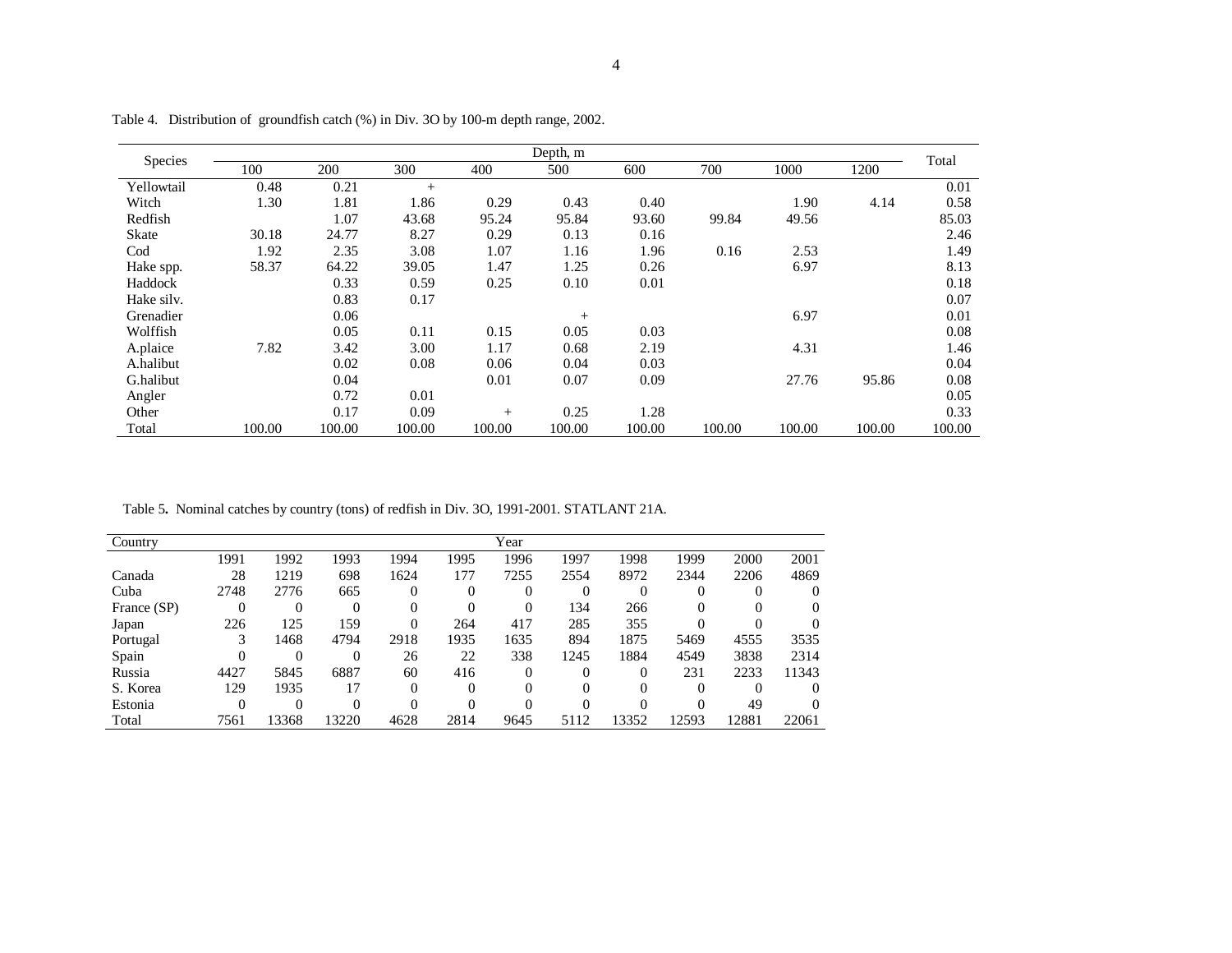Table 4. Distribution of groundfish catch (%) in Div. 3O by 100-m depth range, 2002.

| Species | Depth, m | | | | | | | | | Total |
|---|---|---|---|---|---|---|---|---|---|---|
| | 100 | 200 | 300 | 400 | 500 | 600 | 700 | 1000 | 1200 | |
| Yellowtail | 0.48 | 0.21 | + | | | | | | | 0.01 |
| Witch | 1.30 | 1.81 | 1.86 | 0.29 | 0.43 | 0.40 | | 1.90 | 4.14 | 0.58 |
| Redfish | | 1.07 | 43.68 | 95.24 | 95.84 | 93.60 | 99.84 | 49.56 | | 85.03 |
| Skate | 30.18 | 24.77 | 8.27 | 0.29 | 0.13 | 0.16 | | | | 2.46 |
| Cod | 1.92 | 2.35 | 3.08 | 1.07 | 1.16 | 1.96 | 0.16 | 2.53 | | 1.49 |
| Hake spp. | 58.37 | 64.22 | 39.05 | 1.47 | 1.25 | 0.26 | | 6.97 | | 8.13 |
| Haddock | | 0.33 | 0.59 | 0.25 | 0.10 | 0.01 | | | | 0.18 |
| Hake silv. | | 0.83 | 0.17 | | | | | | | 0.07 |
| Grenadier | | 0.06 | | | + | | | 6.97 | | 0.01 |
| Wolffish | | 0.05 | 0.11 | 0.15 | 0.05 | 0.03 | | | | 0.08 |
| A.plaice | 7.82 | 3.42 | 3.00 | 1.17 | 0.68 | 2.19 | | 4.31 | | 1.46 |
| A.halibut | | 0.02 | 0.08 | 0.06 | 0.04 | 0.03 | | | | 0.04 |
| G.halibut | | 0.04 | | 0.01 | 0.07 | 0.09 | | 27.76 | 95.86 | 0.08 |
| Angler | | 0.72 | 0.01 | | | | | | | 0.05 |
| Other | | 0.17 | 0.09 | + | 0.25 | 1.28 | | | | 0.33 |
| Total | 100.00 | 100.00 | 100.00 | 100.00 | 100.00 | 100.00 | 100.00 | 100.00 | 100.00 | 100.00 |

Table 5. Nominal catches by country (tons) of redfish in Div. 3O, 1991-2001. STATLANT 21A.

| Country | Year | | | | | | | | | | |
|---|---|---|---|---|---|---|---|---|---|---|---|
| | 1991 | 1992 | 1993 | 1994 | 1995 | 1996 | 1997 | 1998 | 1999 | 2000 | 2001 |
| Canada | 28 | 1219 | 698 | 1624 | 177 | 7255 | 2554 | 8972 | 2344 | 2206 | 4869 |
| Cuba | 2748 | 2776 | 665 | 0 | 0 | 0 | 0 | 0 | 0 | 0 | 0 |
| France (SP) | 0 | 0 | 0 | 0 | 0 | 0 | 134 | 266 | 0 | 0 | 0 |
| Japan | 226 | 125 | 159 | 0 | 264 | 417 | 285 | 355 | 0 | 0 | 0 |
| Portugal | 3 | 1468 | 4794 | 2918 | 1935 | 1635 | 894 | 1875 | 5469 | 4555 | 3535 |
| Spain | 0 | 0 | 0 | 26 | 22 | 338 | 1245 | 1884 | 4549 | 3838 | 2314 |
| Russia | 4427 | 5845 | 6887 | 60 | 416 | 0 | 0 | 0 | 231 | 2233 | 11343 |
| S. Korea | 129 | 1935 | 17 | 0 | 0 | 0 | 0 | 0 | 0 | 0 | 0 |
| Estonia | 0 | 0 | 0 | 0 | 0 | 0 | 0 | 0 | 0 | 49 | 0 |
| Total | 7561 | 13368 | 13220 | 4628 | 2814 | 9645 | 5112 | 13352 | 12593 | 12881 | 22061 |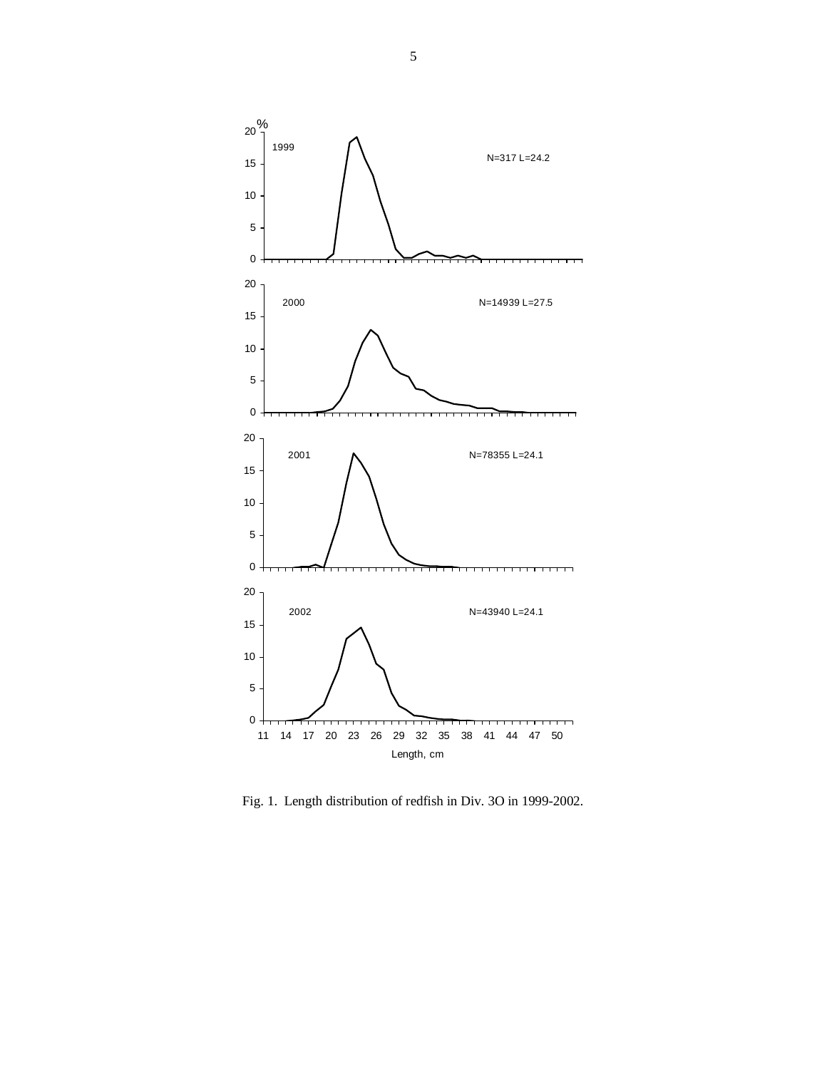%

20
15
10
5
0

1999

N=317 L=24.2

20
15
10
5
0

2000

N=14939 L=27.5

20
15
10
5
0

2001

N=78355 L=24.1

20
15
10
5
0

2002

N=43940 L=24.1

11 14 17 20 23 26 29 32 35 38 41 44 47 50

Length, cm

Fig. 1. Length distribution of redfish in Div. 3O in 1999-2002.